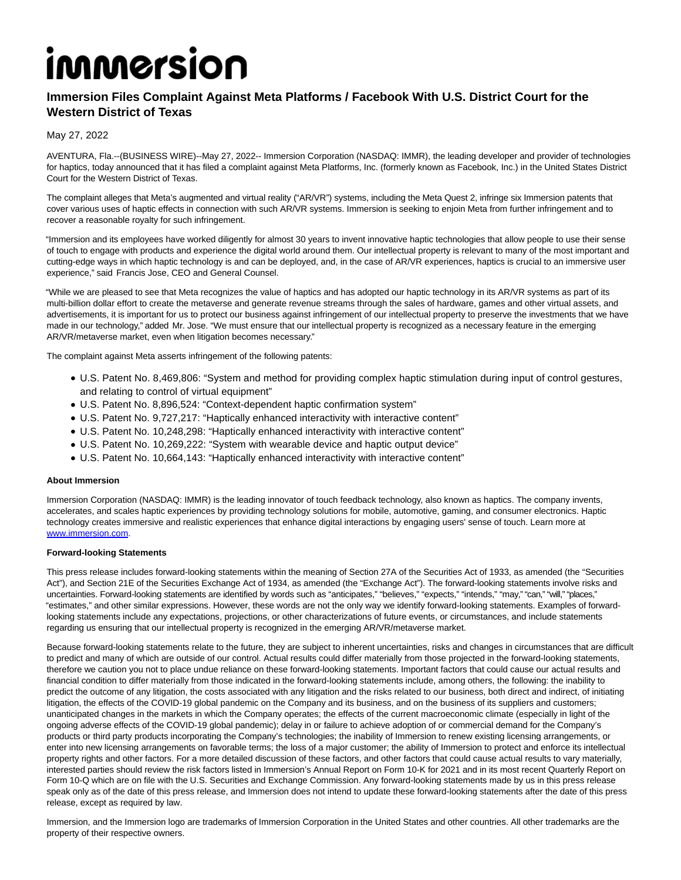# immersion

## Immersion Files Complaint Against Meta Platforms / Facebook With U.S. District Court for the Western District of Texas

May 27, 2022

AVENTURA, Fla.--(BUSINESS WIRE)--May 27, 2022-- Immersion Corporation (NASDAQ: IMMR), the leading developer and provider of technologies for haptics, today announced that it has filed a complaint against Meta Platforms, Inc. (formerly known as Facebook, Inc.) in the United States District Court for the Western District of Texas.

The complaint alleges that Meta's augmented and virtual reality ("AR/VR") systems, including the Meta Quest 2, infringe six Immersion patents that cover various uses of haptic effects in connection with such AR/VR systems. Immersion is seeking to enjoin Meta from further infringement and to recover a reasonable royalty for such infringement.

"Immersion and its employees have worked diligently for almost 30 years to invent innovative haptic technologies that allow people to use their sense of touch to engage with products and experience the digital world around them. Our intellectual property is relevant to many of the most important and cutting-edge ways in which haptic technology is and can be deployed, and, in the case of AR/VR experiences, haptics is crucial to an immersive user experience," said Francis Jose, CEO and General Counsel.

"While we are pleased to see that Meta recognizes the value of haptics and has adopted our haptic technology in its AR/VR systems as part of its multi-billion dollar effort to create the metaverse and generate revenue streams through the sales of hardware, games and other virtual assets, and advertisements, it is important for us to protect our business against infringement of our intellectual property to preserve the investments that we have made in our technology," added Mr. Jose. "We must ensure that our intellectual property is recognized as a necessary feature in the emerging AR/VR/metaverse market, even when litigation becomes necessary."

The complaint against Meta asserts infringement of the following patents:

- U.S. Patent No. 8,469,806: "System and method for providing complex haptic stimulation during input of control gestures, and relating to control of virtual equipment"
- U.S. Patent No. 8,896,524: "Context-dependent haptic confirmation system"
- U.S. Patent No. 9,727,217: "Haptically enhanced interactivity with interactive content"
- U.S. Patent No. 10,248,298: "Haptically enhanced interactivity with interactive content"
- U.S. Patent No. 10,269,222: "System with wearable device and haptic output device"
- U.S. Patent No. 10,664,143: "Haptically enhanced interactivity with interactive content"

**About Immersion**

Immersion Corporation (NASDAQ: IMMR) is the leading innovator of touch feedback technology, also known as haptics. The company invents, accelerates, and scales haptic experiences by providing technology solutions for mobile, automotive, gaming, and consumer electronics. Haptic technology creates immersive and realistic experiences that enhance digital interactions by engaging users' sense of touch. Learn more at www.immersion.com.

**Forward-looking Statements**

This press release includes forward-looking statements within the meaning of Section 27A of the Securities Act of 1933, as amended (the "Securities Act"), and Section 21E of the Securities Exchange Act of 1934, as amended (the "Exchange Act"). The forward-looking statements involve risks and uncertainties. Forward-looking statements are identified by words such as "anticipates," "believes," "expects," "intends," "may," "can," "will," "places," "estimates," and other similar expressions. However, these words are not the only way we identify forward-looking statements. Examples of forward-looking statements include any expectations, projections, or other characterizations of future events, or circumstances, and include statements regarding us ensuring that our intellectual property is recognized in the emerging AR/VR/metaverse market.

Because forward-looking statements relate to the future, they are subject to inherent uncertainties, risks and changes in circumstances that are difficult to predict and many of which are outside of our control. Actual results could differ materially from those projected in the forward-looking statements, therefore we caution you not to place undue reliance on these forward-looking statements. Important factors that could cause our actual results and financial condition to differ materially from those indicated in the forward-looking statements include, among others, the following: the inability to predict the outcome of any litigation, the costs associated with any litigation and the risks related to our business, both direct and indirect, of initiating litigation, the effects of the COVID-19 global pandemic on the Company and its business, and on the business of its suppliers and customers; unanticipated changes in the markets in which the Company operates; the effects of the current macroeconomic climate (especially in light of the ongoing adverse effects of the COVID-19 global pandemic); delay in or failure to achieve adoption of or commercial demand for the Company's products or third party products incorporating the Company's technologies; the inability of Immersion to renew existing licensing arrangements, or enter into new licensing arrangements on favorable terms; the loss of a major customer; the ability of Immersion to protect and enforce its intellectual property rights and other factors. For a more detailed discussion of these factors, and other factors that could cause actual results to vary materially, interested parties should review the risk factors listed in Immersion's Annual Report on Form 10-K for 2021 and in its most recent Quarterly Report on Form 10-Q which are on file with the U.S. Securities and Exchange Commission. Any forward-looking statements made by us in this press release speak only as of the date of this press release, and Immersion does not intend to update these forward-looking statements after the date of this press release, except as required by law.

Immersion, and the Immersion logo are trademarks of Immersion Corporation in the United States and other countries. All other trademarks are the property of their respective owners.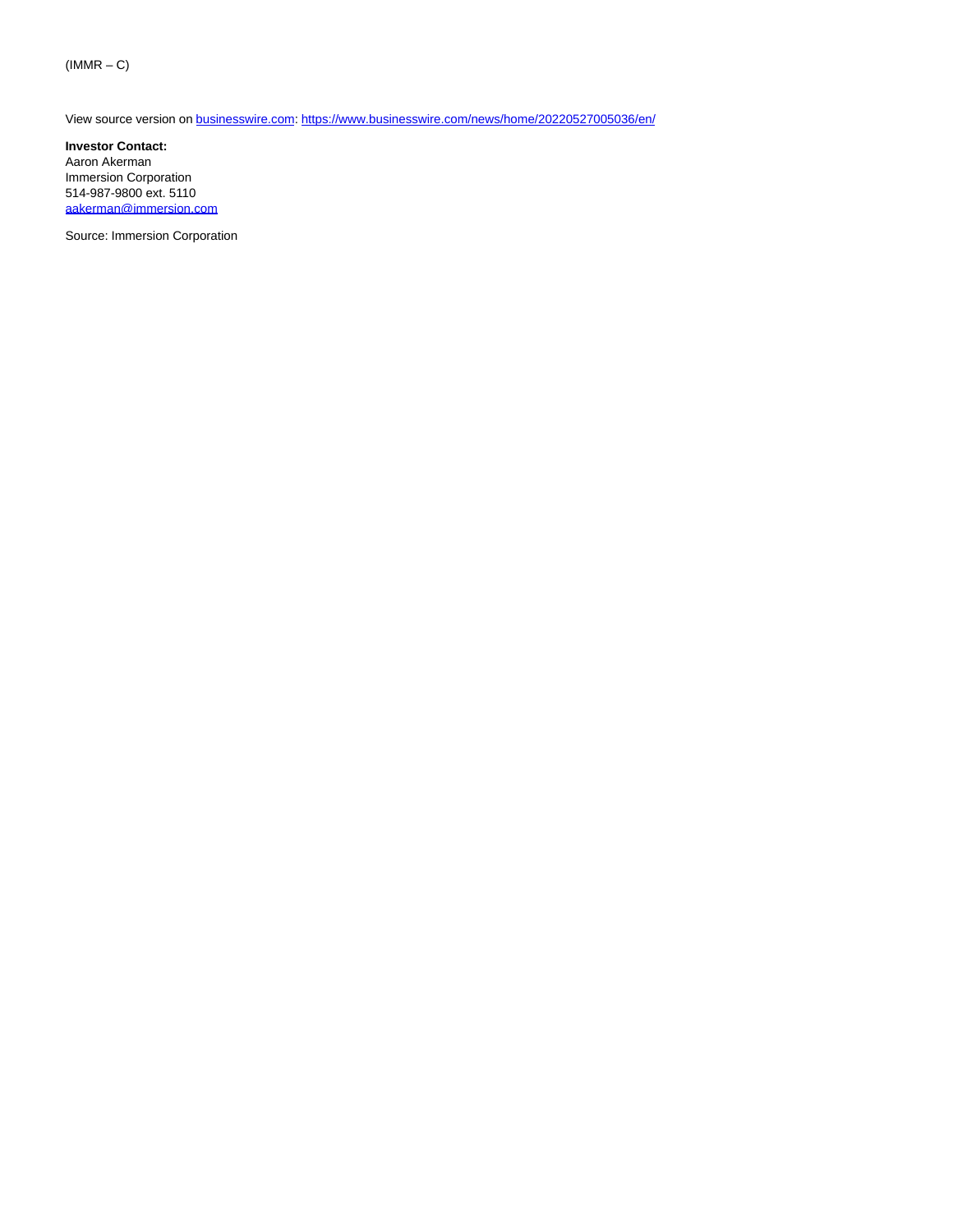(IMMR – C)

View source version on businesswire.com: https://www.businesswire.com/news/home/20220527005036/en/

**Investor Contact:**
Aaron Akerman
Immersion Corporation
514-987-9800 ext. 5110
aakerman@immersion.com

Source: Immersion Corporation